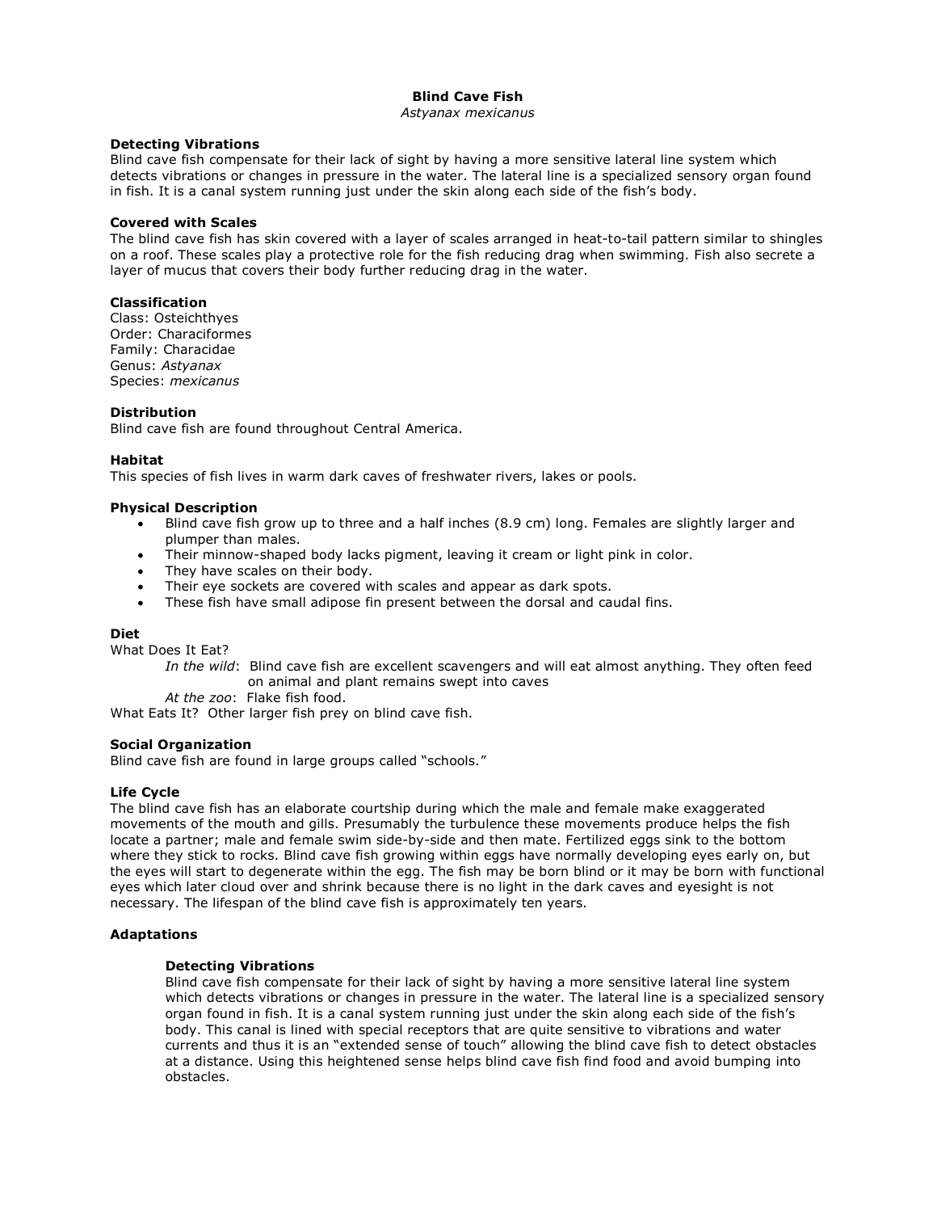# Blind Cave Fish

*Astyanax mexicanus*

**Detecting Vibrations**

Blind cave fish compensate for their lack of sight by having a more sensitive lateral line system which detects vibrations or changes in pressure in the water. The lateral line is a specialized sensory organ found in fish. It is a canal system running just under the skin along each side of the fish's body.

**Covered with Scales**

The blind cave fish has skin covered with a layer of scales arranged in heat-to-tail pattern similar to shingles on a roof. These scales play a protective role for the fish reducing drag when swimming. Fish also secrete a layer of mucus that covers their body further reducing drag in the water.

**Classification**

Class: Osteichthyes
Order: Characiformes
Family: Characidae
Genus: *Astyanax*
Species: *mexicanus*

**Distribution**

Blind cave fish are found throughout Central America.

**Habitat**

This species of fish lives in warm dark caves of freshwater rivers, lakes or pools.

**Physical Description**

- Blind cave fish grow up to three and a half inches (8.9 cm) long. Females are slightly larger and plumper than males.
- Their minnow-shaped body lacks pigment, leaving it cream or light pink in color.
- They have scales on their body.
- Their eye sockets are covered with scales and appear as dark spots.
- These fish have small adipose fin present between the dorsal and caudal fins.

**Diet**

What Does It Eat?

*In the wild*: Blind cave fish are excellent scavengers and will eat almost anything. They often feed on animal and plant remains swept into caves

*At the zoo*: Flake fish food.

What Eats It? Other larger fish prey on blind cave fish.

**Social Organization**

Blind cave fish are found in large groups called "schools."

**Life Cycle**

The blind cave fish has an elaborate courtship during which the male and female make exaggerated movements of the mouth and gills. Presumably the turbulence these movements produce helps the fish locate a partner; male and female swim side-by-side and then mate. Fertilized eggs sink to the bottom where they stick to rocks. Blind cave fish growing within eggs have normally developing eyes early on, but the eyes will start to degenerate within the egg. The fish may be born blind or it may be born with functional eyes which later cloud over and shrink because there is no light in the dark caves and eyesight is not necessary. The lifespan of the blind cave fish is approximately ten years.

**Adaptations**

**Detecting Vibrations**

Blind cave fish compensate for their lack of sight by having a more sensitive lateral line system which detects vibrations or changes in pressure in the water. The lateral line is a specialized sensory organ found in fish. It is a canal system running just under the skin along each side of the fish's body. This canal is lined with special receptors that are quite sensitive to vibrations and water currents and thus it is an "extended sense of touch" allowing the blind cave fish to detect obstacles at a distance. Using this heightened sense helps blind cave fish find food and avoid bumping into obstacles.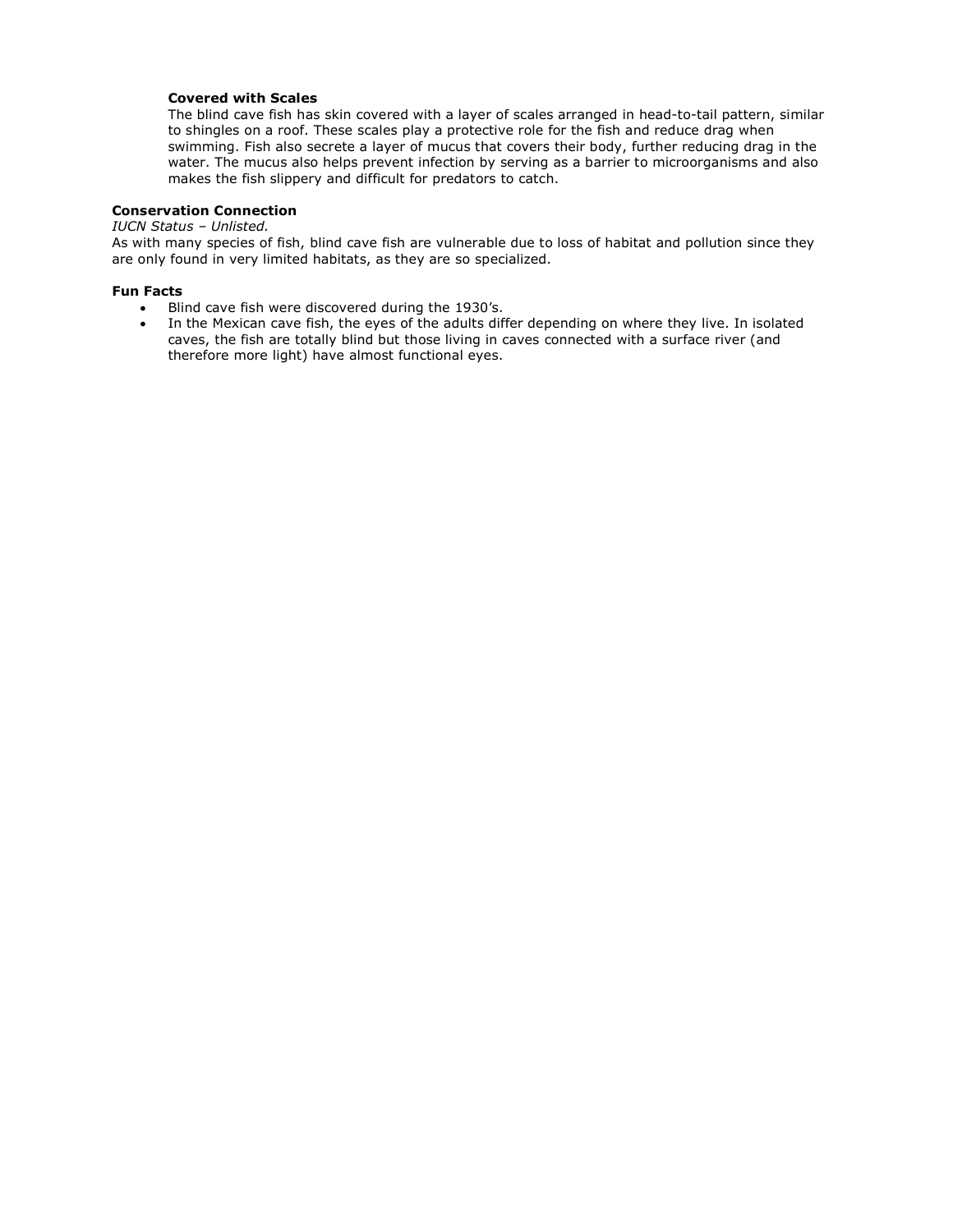### Covered with Scales

The blind cave fish has skin covered with a layer of scales arranged in head-to-tail pattern, similar to shingles on a roof. These scales play a protective role for the fish and reduce drag when swimming. Fish also secrete a layer of mucus that covers their body, further reducing drag in the water. The mucus also helps prevent infection by serving as a barrier to microorganisms and also makes the fish slippery and difficult for predators to catch.

## Conservation Connection

*IUCN Status – Unlisted.*

As with many species of fish, blind cave fish are vulnerable due to loss of habitat and pollution since they are only found in very limited habitats, as they are so specialized.

## Fun Facts

- Blind cave fish were discovered during the 1930's.
- In the Mexican cave fish, the eyes of the adults differ depending on where they live. In isolated caves, the fish are totally blind but those living in caves connected with a surface river (and therefore more light) have almost functional eyes.